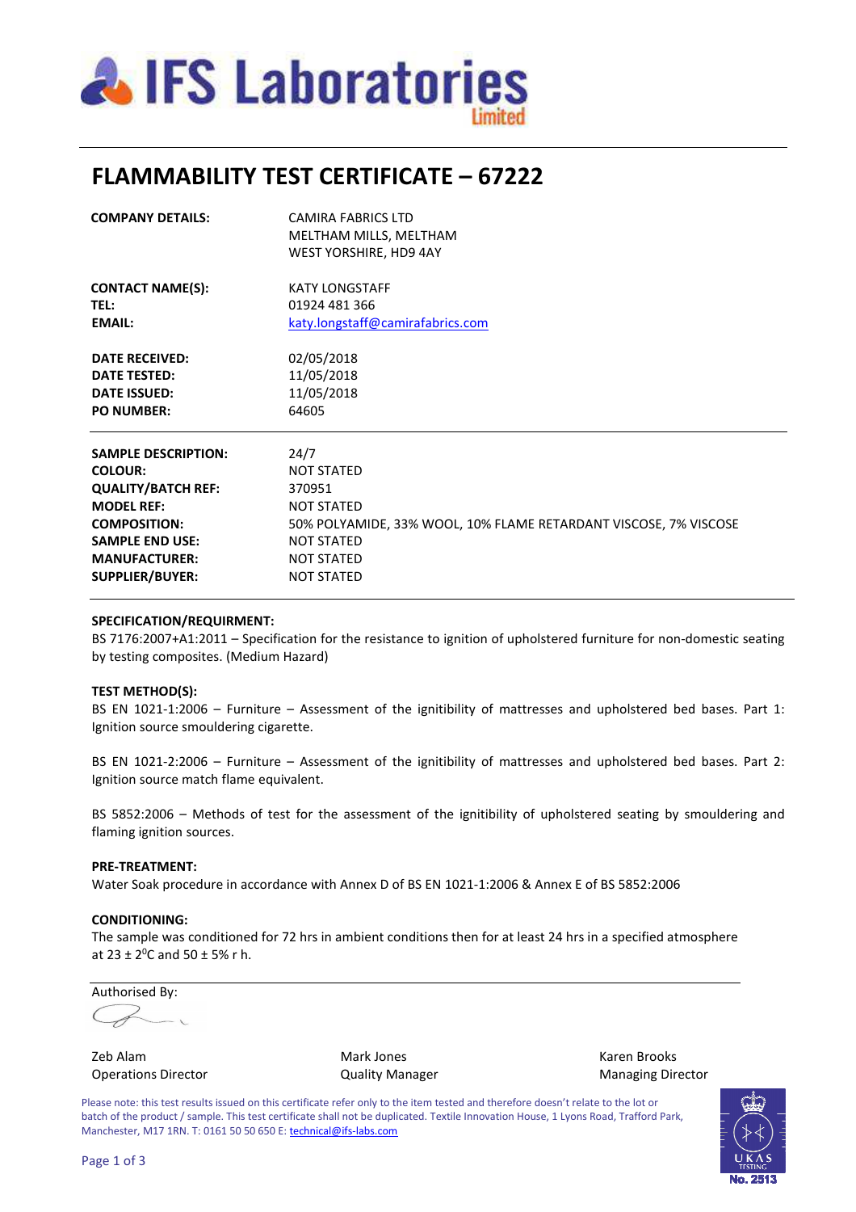# IFS Laboratories Limited

# FLAMMABILITY TEST CERTIFICATE – 67222

| | |
|---|---|
| **COMPANY DETAILS:** | CAMIRA FABRICS LTD<br>MELTHAM MILLS, MELTHAM<br>WEST YORSHIRE, HD9 4AY |
| **CONTACT NAME(S):** | KATY LONGSTAFF |
| **TEL:** | 01924 481 366 |
| **EMAIL:** | katy.longstaff@camirafabrics.com |
| **DATE RECEIVED:** | 02/05/2018 |
| **DATE TESTED:** | 11/05/2018 |
| **DATE ISSUED:** | 11/05/2018 |
| **PO NUMBER:** | 64605 |

| | |
|---|---|
| **SAMPLE DESCRIPTION:** | 24/7 |
| **COLOUR:** | NOT STATED |
| **QUALITY/BATCH REF:** | 370951 |
| **MODEL REF:** | NOT STATED |
| **COMPOSITION:** | 50% POLYAMIDE, 33% WOOL, 10% FLAME RETARDANT VISCOSE, 7% VISCOSE |
| **SAMPLE END USE:** | NOT STATED |
| **MANUFACTURER:** | NOT STATED |
| **SUPPLIER/BUYER:** | NOT STATED |

**SPECIFICATION/REQUIRMENT:**
BS 7176:2007+A1:2011 – Specification for the resistance to ignition of upholstered furniture for non-domestic seating by testing composites. (Medium Hazard)

**TEST METHOD(S):**
BS EN 1021-1:2006 – Furniture – Assessment of the ignitibility of mattresses and upholstered bed bases. Part 1: Ignition source smouldering cigarette.

BS EN 1021-2:2006 – Furniture – Assessment of the ignitibility of mattresses and upholstered bed bases. Part 2: Ignition source match flame equivalent.

BS 5852:2006 – Methods of test for the assessment of the ignitibility of upholstered seating by smouldering and flaming ignition sources.

**PRE-TREATMENT:**
Water Soak procedure in accordance with Annex D of BS EN 1021-1:2006 & Annex E of BS 5852:2006

**CONDITIONING:**
The sample was conditioned for 72 hrs in ambient conditions then for at least 24 hrs in a specified atmosphere at 23 ± 2$^{0}$C and 50 ± 5% r h.

Authorised By:

| | | |
|---|---|---|
| Zeb Alam<br>Operations Director | Mark Jones<br>Quality Manager | Karen Brooks<br>Managing Director |

Please note: this test results issued on this certificate refer only to the item tested and therefore doesn't relate to the lot or batch of the product / sample. This test certificate shall not be duplicated. Textile Innovation House, 1 Lyons Road, Trafford Park, Manchester, M17 1RN. T: 0161 50 50 650 E: technical@ifs-labs.com

UKAS TESTING No. 2513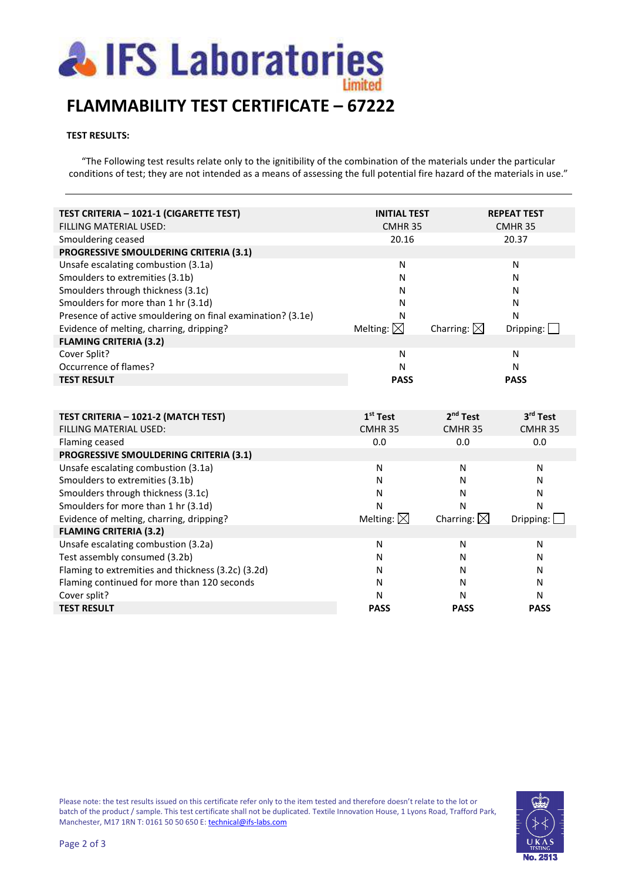# IFS Laboratories Limited

## FLAMMABILITY TEST CERTIFICATE – 67222

**TEST RESULTS:**

"The Following test results relate only to the ignitibility of the combination of the materials under the particular conditions of test; they are not intended as a means of assessing the full potential fire hazard of the materials in use."

| **TEST CRITERIA – 1021-1 (CIGARETTE TEST)** | **INITIAL TEST** | | **REPEAT TEST** |
|---|---|---|---|
| FILLING MATERIAL USED: | CMHR 35 | | CMHR 35 |
| Smouldering ceased | 20.16 | | 20.37 |
| **PROGRESSIVE SMOULDERING CRITERIA (3.1)** | | | |
| Unsafe escalating combustion (3.1a) | N | | N |
| Smoulders to extremities (3.1b) | N | | N |
| Smoulders through thickness (3.1c) | N | | N |
| Smoulders for more than 1 hr (3.1d) | N | | N |
| Presence of active smouldering on final examination? (3.1e) | N | | N |
| Evidence of melting, charting, dripping? | Melting: ☒ | Charring: ☒ | Dripping: ☐ |
| **FLAMING CRITERIA (3.2)** | | | |
| Cover Split? | N | | N |
| Occurrence of flames? | N | | N |
| **TEST RESULT** | **PASS** | | **PASS** |

| **TEST CRITERIA – 1021-2 (MATCH TEST)** | **1st Test** | **2nd Test** | **3rd Test** |
|---|---|---|---|
| FILLING MATERIAL USED: | CMHR 35 | CMHR 35 | CMHR 35 |
| Flaming ceased | 0.0 | 0.0 | 0.0 |
| **PROGRESSIVE SMOULDERING CRITERIA (3.1)** | | | |
| Unsafe escalating combustion (3.1a) | N | N | N |
| Smoulders to extremities (3.1b) | N | N | N |
| Smoulders through thickness (3.1c) | N | N | N |
| Smoulders for more than 1 hr (3.1d) | N | N | N |
| Evidence of melting, charring, dripping? | Melting: ☒ | Charring: ☒ | Dripping: ☐ |
| **FLAMING CRITERIA (3.2)** | | | |
| Unsafe escalating combustion (3.2a) | N | N | N |
| Test assembly consumed (3.2b) | N | N | N |
| Flaming to extremities and thickness (3.2c) (3.2d) | N | N | N |
| Flaming continued for more than 120 seconds | N | N | N |
| Cover split? | N | N | N |
| **TEST RESULT** | **PASS** | **PASS** | **PASS** |

Please note: the test results issued on this certificate refer only to the item tested and therefore doesn't relate to the lot or batch of the product / sample. This test certificate shall not be duplicated. Textile Innovation House, 1 Lyons Road, Trafford Park, Manchester, M17 1RN T: 0161 50 50 650 E: technical@ifs-labs.com

UKAS TESTING No. 2513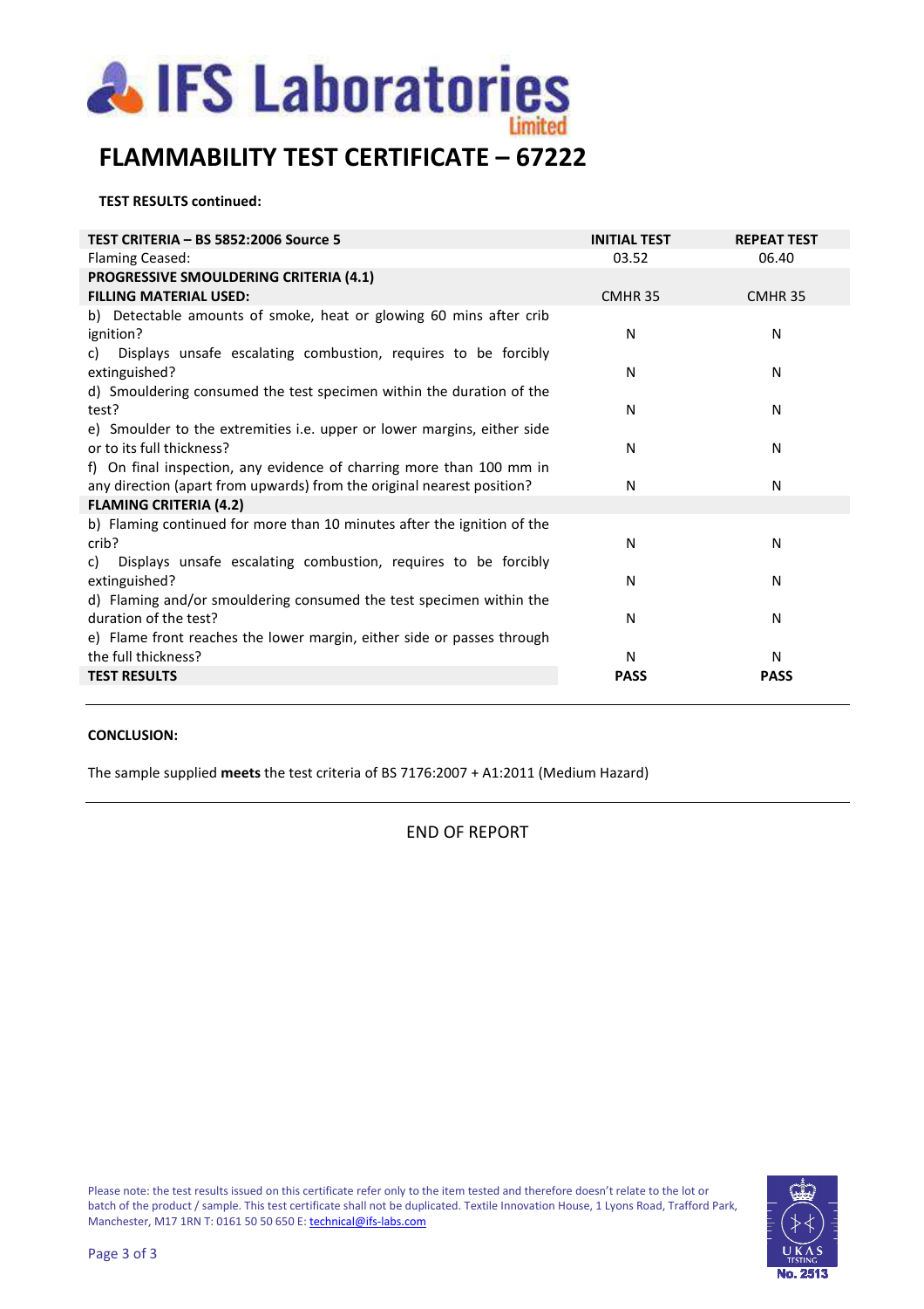# IFS Laboratories Limited

## FLAMMABILITY TEST CERTIFICATE – 67222

**TEST RESULTS continued:**

| TEST CRITERIA – BS 5852:2006 Source 5 | INITIAL TEST | REPEAT TEST |
|---|---|---|
| Flaming Ceased: | 03.52 | 06.40 |
| **PROGRESSIVE SMOULDERING CRITERIA (4.1)** | | |
| **FILLING MATERIAL USED:** | CMHR 35 | CMHR 35 |
| b) Detectable amounts of smoke, heat or glowing 60 mins after crib ignition? | N | N |
| c) Displays unsafe escalating combustion, requires to be forcibly extinguished? | N | N |
| d) Smouldering consumed the test specimen within the duration of the test? | N | N |
| e) Smoulder to the extremities i.e. upper or lower margins, either side or to its full thickness? | N | N |
| f) On final inspection, any evidence of charring more than 100 mm in any direction (apart from upwards) from the original nearest position? | N | N |
| **FLAMING CRITERIA (4.2)** | | |
| b) Flaming continued for more than 10 minutes after the ignition of the crib? | N | N |
| c) Displays unsafe escalating combustion, requires to be forcibly extinguished? | N | N |
| d) Flaming and/or smouldering consumed the test specimen within the duration of the test? | N | N |
| e) Flame front reaches the lower margin, either side or passes through the full thickness? | N | N |
| **TEST RESULTS** | **PASS** | **PASS** |

**CONCLUSION:**

The sample supplied **meets** the test criteria of BS 7176:2007 + A1:2011 (Medium Hazard)

END OF REPORT

Please note: the test results issued on this certificate refer only to the item tested and therefore doesn't relate to the lot or batch of the product / sample. This test certificate shall not be duplicated. Textile Innovation House, 1 Lyons Road, Trafford Park, Manchester, M17 1RN T: 0161 50 50 650 E: technical@ifs-labs.com

UKAS TESTING No. 2513